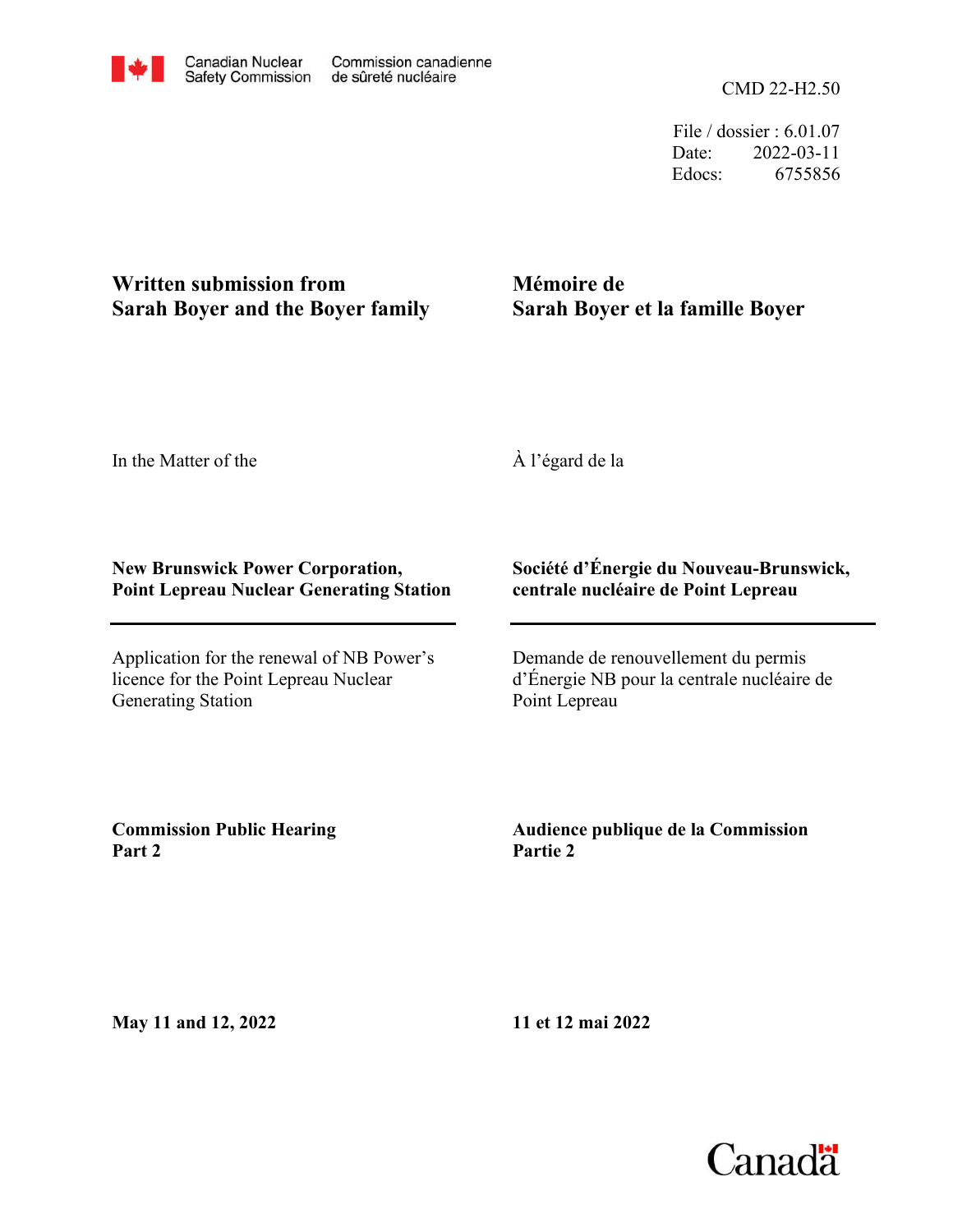Canadian Nuclear Safety Commission | Commission canadienne de sûreté nucléaire

CMD 22-H2.50

File / dossier : 6.01.07
Date: 2022-03-11
Edocs: 6755856

**Written submission from Sarah Boyer and the Boyer family**

**Mémoire de Sarah Boyer et la famille Boyer**

In the Matter of the

À l'égard de la

**New Brunswick Power Corporation, Point Lepreau Nuclear Generating Station**

**Société d'Énergie du Nouveau-Brunswick, centrale nucléaire de Point Lepreau**

Application for the renewal of NB Power's licence for the Point Lepreau Nuclear Generating Station

Demande de renouvellement du permis d'Énergie NB pour la centrale nucléaire de Point Lepreau

**Commission Public Hearing Part 2**

**Audience publique de la Commission Partie 2**

**May 11 and 12, 2022**

**11 et 12 mai 2022**

Canada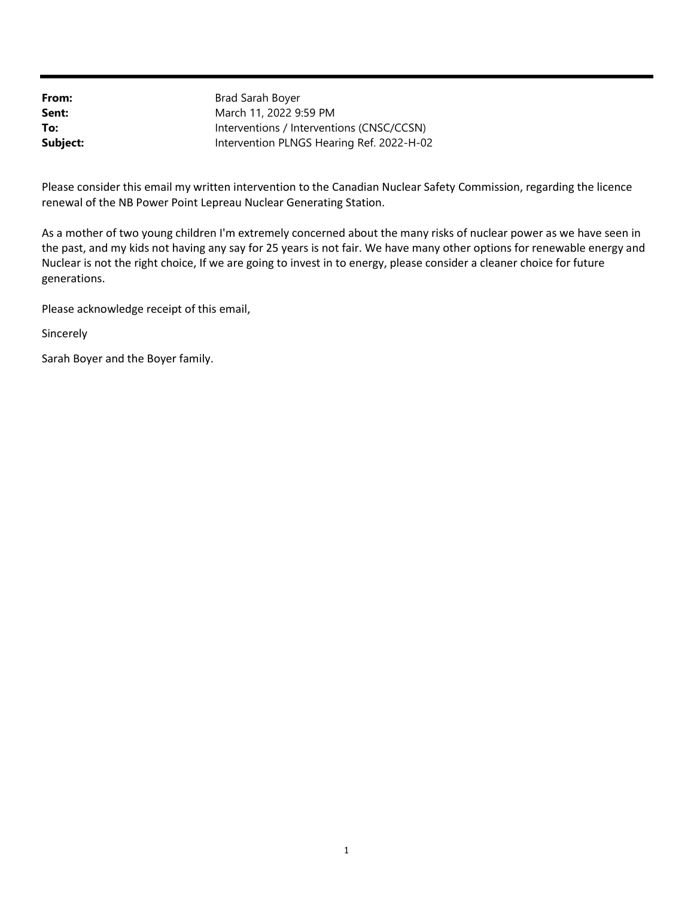**From:** Brad Sarah Boyer
**Sent:** March 11, 2022 9:59 PM
**To:** Interventions / Interventions (CNSC/CCSN)
**Subject:** Intervention PLNGS Hearing Ref. 2022-H-02

Please consider this email my written intervention to the Canadian Nuclear Safety Commission, regarding the licence renewal of the NB Power Point Lepreau Nuclear Generating Station.

As a mother of two young children I'm extremely concerned about the many risks of nuclear power as we have seen in the past, and my kids not having any say for 25 years is not fair. We have many other options for renewable energy and Nuclear is not the right choice, If we are going to invest in to energy, please consider a cleaner choice for future generations.

Please acknowledge receipt of this email,

Sincerely

Sarah Boyer and the Boyer family.